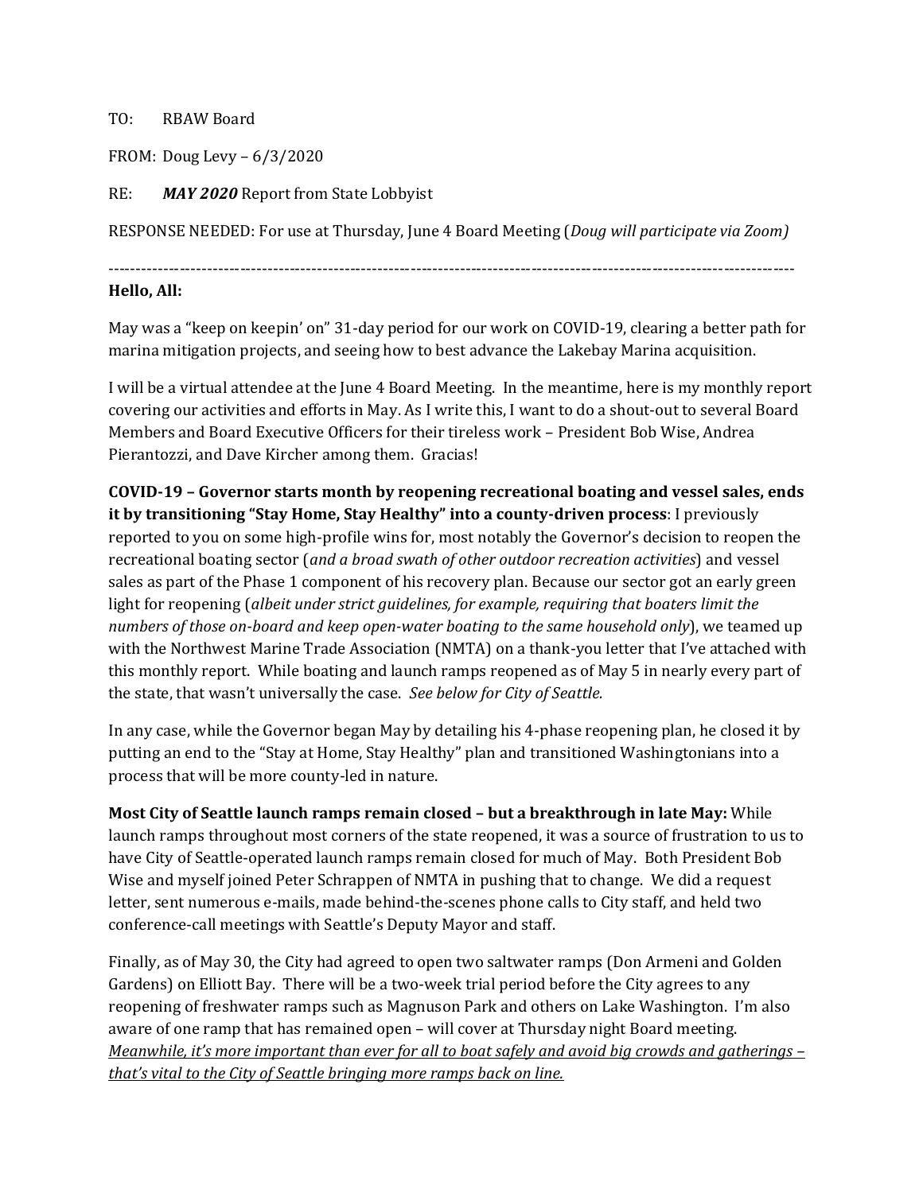TO: RBAW Board

FROM: Doug Levy – 6/3/2020

RE: ***MAY 2020*** Report from State Lobbyist

RESPONSE NEEDED: For use at Thursday, June 4 Board Meeting (*Doug will participate via Zoom)*

---

**Hello, All:**

May was a "keep on keepin' on" 31-day period for our work on COVID-19, clearing a better path for marina mitigation projects, and seeing how to best advance the Lakebay Marina acquisition.

I will be a virtual attendee at the June 4 Board Meeting. In the meantime, here is my monthly report covering our activities and efforts in May. As I write this, I want to do a shout-out to several Board Members and Board Executive Officers for their tireless work – President Bob Wise, Andrea Pierantozzi, and Dave Kircher among them. Gracias!

**COVID-19 – Governor starts month by reopening recreational boating and vessel sales, ends it by transitioning "Stay Home, Stay Healthy" into a county-driven process**: I previously reported to you on some high-profile wins for, most notably the Governor's decision to reopen the recreational boating sector (*and a broad swath of other outdoor recreation activities*) and vessel sales as part of the Phase 1 component of his recovery plan. Because our sector got an early green light for reopening (*albeit under strict guidelines, for example, requiring that boaters limit the numbers of those on-board and keep open-water boating to the same household only*), we teamed up with the Northwest Marine Trade Association (NMTA) on a thank-you letter that I've attached with this monthly report. While boating and launch ramps reopened as of May 5 in nearly every part of the state, that wasn't universally the case. *See below for City of Seattle.*

In any case, while the Governor began May by detailing his 4-phase reopening plan, he closed it by putting an end to the "Stay at Home, Stay Healthy" plan and transitioned Washingtonians into a process that will be more county-led in nature.

**Most City of Seattle launch ramps remain closed – but a breakthrough in late May:** While launch ramps throughout most corners of the state reopened, it was a source of frustration to us to have City of Seattle-operated launch ramps remain closed for much of May. Both President Bob Wise and myself joined Peter Schrappen of NMTA in pushing that to change. We did a request letter, sent numerous e-mails, made behind-the-scenes phone calls to City staff, and held two conference-call meetings with Seattle's Deputy Mayor and staff.

Finally, as of May 30, the City had agreed to open two saltwater ramps (Don Armeni and Golden Gardens) on Elliott Bay. There will be a two-week trial period before the City agrees to any reopening of freshwater ramps such as Magnuson Park and others on Lake Washington. I'm also aware of one ramp that has remained open – will cover at Thursday night Board meeting. <u>*Meanwhile, it's more important than ever for all to boat safely and avoid big crowds and gatherings – that's vital to the City of Seattle bringing more ramps back on line.*</u>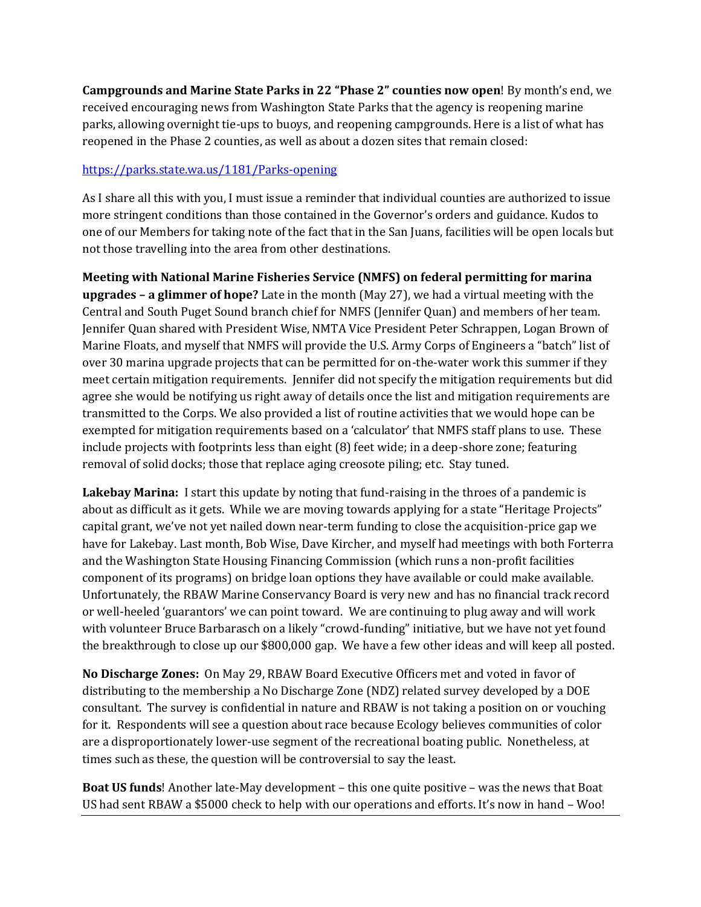**Campgrounds and Marine State Parks in 22 "Phase 2" counties now open**! By month's end, we received encouraging news from Washington State Parks that the agency is reopening marine parks, allowing overnight tie-ups to buoys, and reopening campgrounds. Here is a list of what has reopened in the Phase 2 counties, as well as about a dozen sites that remain closed:

https://parks.state.wa.us/1181/Parks-opening

As I share all this with you, I must issue a reminder that individual counties are authorized to issue more stringent conditions than those contained in the Governor's orders and guidance. Kudos to one of our Members for taking note of the fact that in the San Juans, facilities will be open locals but not those travelling into the area from other destinations.

**Meeting with National Marine Fisheries Service (NMFS) on federal permitting for marina upgrades – a glimmer of hope?** Late in the month (May 27), we had a virtual meeting with the Central and South Puget Sound branch chief for NMFS (Jennifer Quan) and members of her team. Jennifer Quan shared with President Wise, NMTA Vice President Peter Schrappen, Logan Brown of Marine Floats, and myself that NMFS will provide the U.S. Army Corps of Engineers a "batch" list of over 30 marina upgrade projects that can be permitted for on-the-water work this summer if they meet certain mitigation requirements. Jennifer did not specify the mitigation requirements but did agree she would be notifying us right away of details once the list and mitigation requirements are transmitted to the Corps. We also provided a list of routine activities that we would hope can be exempted for mitigation requirements based on a 'calculator' that NMFS staff plans to use. These include projects with footprints less than eight (8) feet wide; in a deep-shore zone; featuring removal of solid docks; those that replace aging creosote piling; etc. Stay tuned.

**Lakebay Marina:** I start this update by noting that fund-raising in the throes of a pandemic is about as difficult as it gets. While we are moving towards applying for a state "Heritage Projects" capital grant, we've not yet nailed down near-term funding to close the acquisition-price gap we have for Lakebay. Last month, Bob Wise, Dave Kircher, and myself had meetings with both Forterra and the Washington State Housing Financing Commission (which runs a non-profit facilities component of its programs) on bridge loan options they have available or could make available. Unfortunately, the RBAW Marine Conservancy Board is very new and has no financial track record or well-heeled 'guarantors' we can point toward. We are continuing to plug away and will work with volunteer Bruce Barbarasch on a likely "crowd-funding" initiative, but we have not yet found the breakthrough to close up our $800,000 gap. We have a few other ideas and will keep all posted.

**No Discharge Zones:** On May 29, RBAW Board Executive Officers met and voted in favor of distributing to the membership a No Discharge Zone (NDZ) related survey developed by a DOE consultant. The survey is confidential in nature and RBAW is not taking a position on or vouching for it. Respondents will see a question about race because Ecology believes communities of color are a disproportionately lower-use segment of the recreational boating public. Nonetheless, at times such as these, the question will be controversial to say the least.

**Boat US funds**! Another late-May development – this one quite positive – was the news that Boat US had sent RBAW a $5000 check to help with our operations and efforts. It's now in hand – Woo!